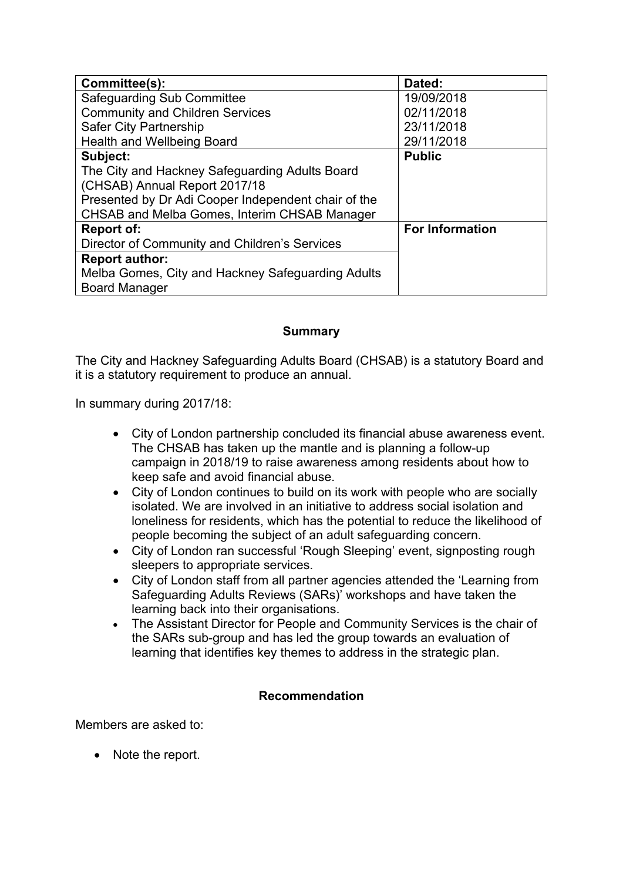| Committee(s): | Dated: |
|---|---|
| Safeguarding Sub Committee<br>Community and Children Services<br>Safer City Partnership<br>Health and Wellbeing Board | 19/09/2018<br>02/11/2018<br>23/11/2018<br>29/11/2018 |
| **Subject:**<br>The City and Hackney Safeguarding Adults Board (CHSAB) Annual Report 2017/18<br>Presented by Dr Adi Cooper Independent chair of the CHSAB and Melba Gomes, Interim CHSAB Manager | **Public** |
| **Report of:**<br>Director of Community and Children's Services | **For Information** |
| **Report author:**<br>Melba Gomes, City and Hackney Safeguarding Adults Board Manager | |

## Summary

The City and Hackney Safeguarding Adults Board (CHSAB) is a statutory Board and it is a statutory requirement to produce an annual.

In summary during 2017/18:

- City of London partnership concluded its financial abuse awareness event. The CHSAB has taken up the mantle and is planning a follow-up campaign in 2018/19 to raise awareness among residents about how to keep safe and avoid financial abuse.
- City of London continues to build on its work with people who are socially isolated. We are involved in an initiative to address social isolation and loneliness for residents, which has the potential to reduce the likelihood of people becoming the subject of an adult safeguarding concern.
- City of London ran successful 'Rough Sleeping' event, signposting rough sleepers to appropriate services.
- City of London staff from all partner agencies attended the 'Learning from Safeguarding Adults Reviews (SARs)' workshops and have taken the learning back into their organisations.
- The Assistant Director for People and Community Services is the chair of the SARs sub-group and has led the group towards an evaluation of learning that identifies key themes to address in the strategic plan.

## Recommendation

Members are asked to:

- Note the report.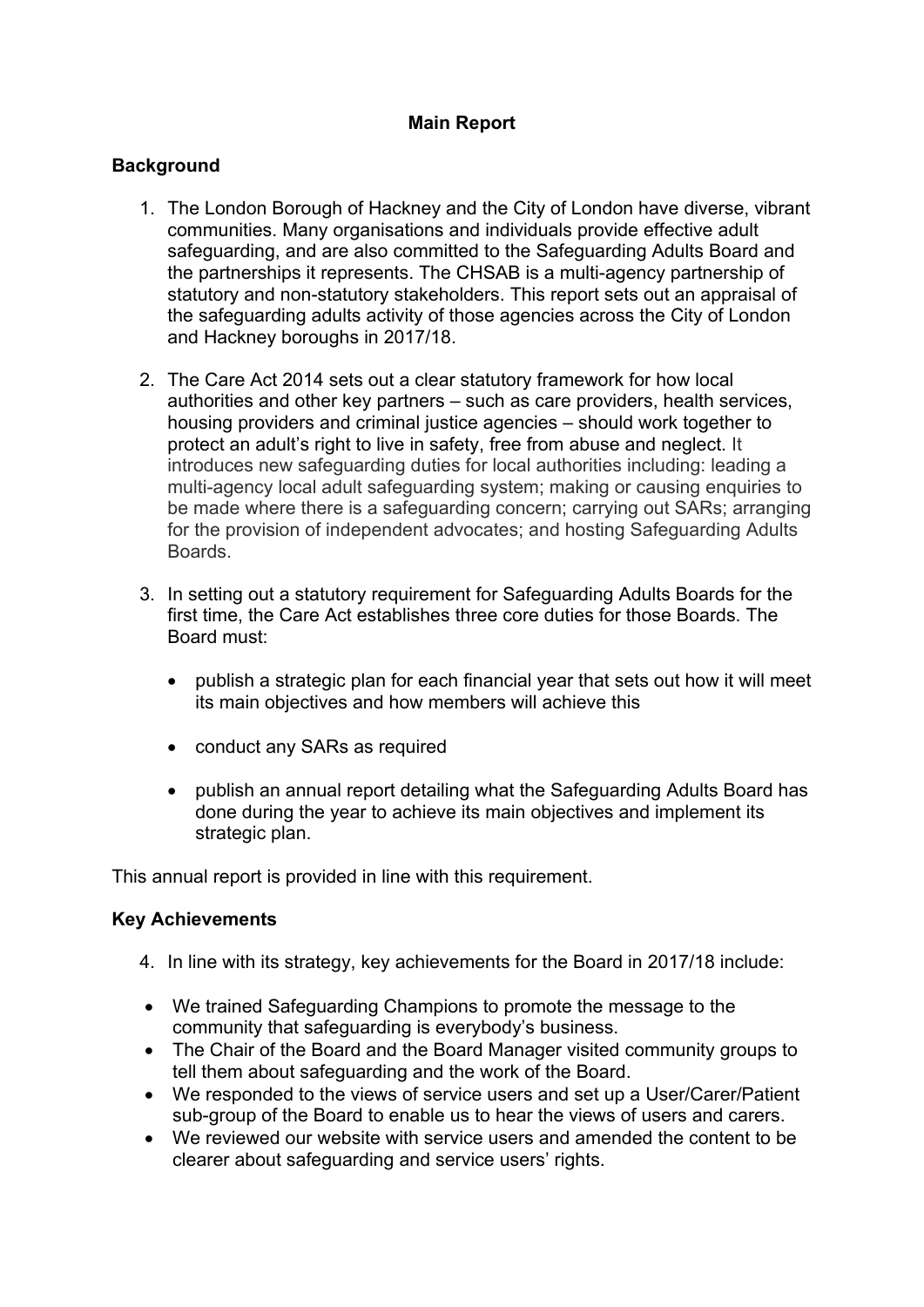## Main Report

### Background

1. The London Borough of Hackney and the City of London have diverse, vibrant communities. Many organisations and individuals provide effective adult safeguarding, and are also committed to the Safeguarding Adults Board and the partnerships it represents. The CHSAB is a multi-agency partnership of statutory and non-statutory stakeholders. This report sets out an appraisal of the safeguarding adults activity of those agencies across the City of London and Hackney boroughs in 2017/18.

2. The Care Act 2014 sets out a clear statutory framework for how local authorities and other key partners – such as care providers, health services, housing providers and criminal justice agencies – should work together to protect an adult's right to live in safety, free from abuse and neglect. It introduces new safeguarding duties for local authorities including: leading a multi-agency local adult safeguarding system; making or causing enquiries to be made where there is a safeguarding concern; carrying out SARs; arranging for the provision of independent advocates; and hosting Safeguarding Adults Boards.

3. In setting out a statutory requirement for Safeguarding Adults Boards for the first time, the Care Act establishes three core duties for those Boards. The Board must:

   - publish a strategic plan for each financial year that sets out how it will meet its main objectives and how members will achieve this
   - conduct any SARs as required
   - publish an annual report detailing what the Safeguarding Adults Board has done during the year to achieve its main objectives and implement its strategic plan.

This annual report is provided in line with this requirement.

### Key Achievements

4. In line with its strategy, key achievements for the Board in 2017/18 include:

- We trained Safeguarding Champions to promote the message to the community that safeguarding is everybody's business.
- The Chair of the Board and the Board Manager visited community groups to tell them about safeguarding and the work of the Board.
- We responded to the views of service users and set up a User/Carer/Patient sub-group of the Board to enable us to hear the views of users and carers.
- We reviewed our website with service users and amended the content to be clearer about safeguarding and service users' rights.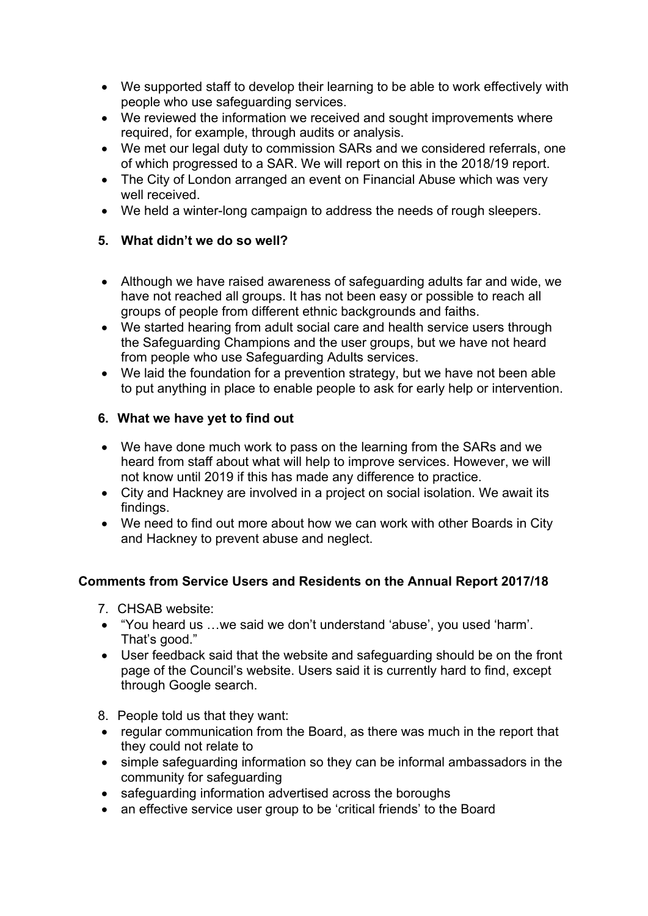- We supported staff to develop their learning to be able to work effectively with people who use safeguarding services.
- We reviewed the information we received and sought improvements where required, for example, through audits or analysis.
- We met our legal duty to commission SARs and we considered referrals, one of which progressed to a SAR. We will report on this in the 2018/19 report.
- The City of London arranged an event on Financial Abuse which was very well received.
- We held a winter-long campaign to address the needs of rough sleepers.

**5. What didn't we do so well?**

- Although we have raised awareness of safeguarding adults far and wide, we have not reached all groups. It has not been easy or possible to reach all groups of people from different ethnic backgrounds and faiths.
- We started hearing from adult social care and health service users through the Safeguarding Champions and the user groups, but we have not heard from people who use Safeguarding Adults services.
- We laid the foundation for a prevention strategy, but we have not been able to put anything in place to enable people to ask for early help or intervention.

**6. What we have yet to find out**

- We have done much work to pass on the learning from the SARs and we heard from staff about what will help to improve services. However, we will not know until 2019 if this has made any difference to practice.
- City and Hackney are involved in a project on social isolation. We await its findings.
- We need to find out more about how we can work with other Boards in City and Hackney to prevent abuse and neglect.

**Comments from Service Users and Residents on the Annual Report 2017/18**

7. CHSAB website:

- "You heard us …we said we don't understand 'abuse', you used 'harm'. That's good."
- User feedback said that the website and safeguarding should be on the front page of the Council's website. Users said it is currently hard to find, except through Google search.

8. People told us that they want:

- regular communication from the Board, as there was much in the report that they could not relate to
- simple safeguarding information so they can be informal ambassadors in the community for safeguarding
- safeguarding information advertised across the boroughs
- an effective service user group to be 'critical friends' to the Board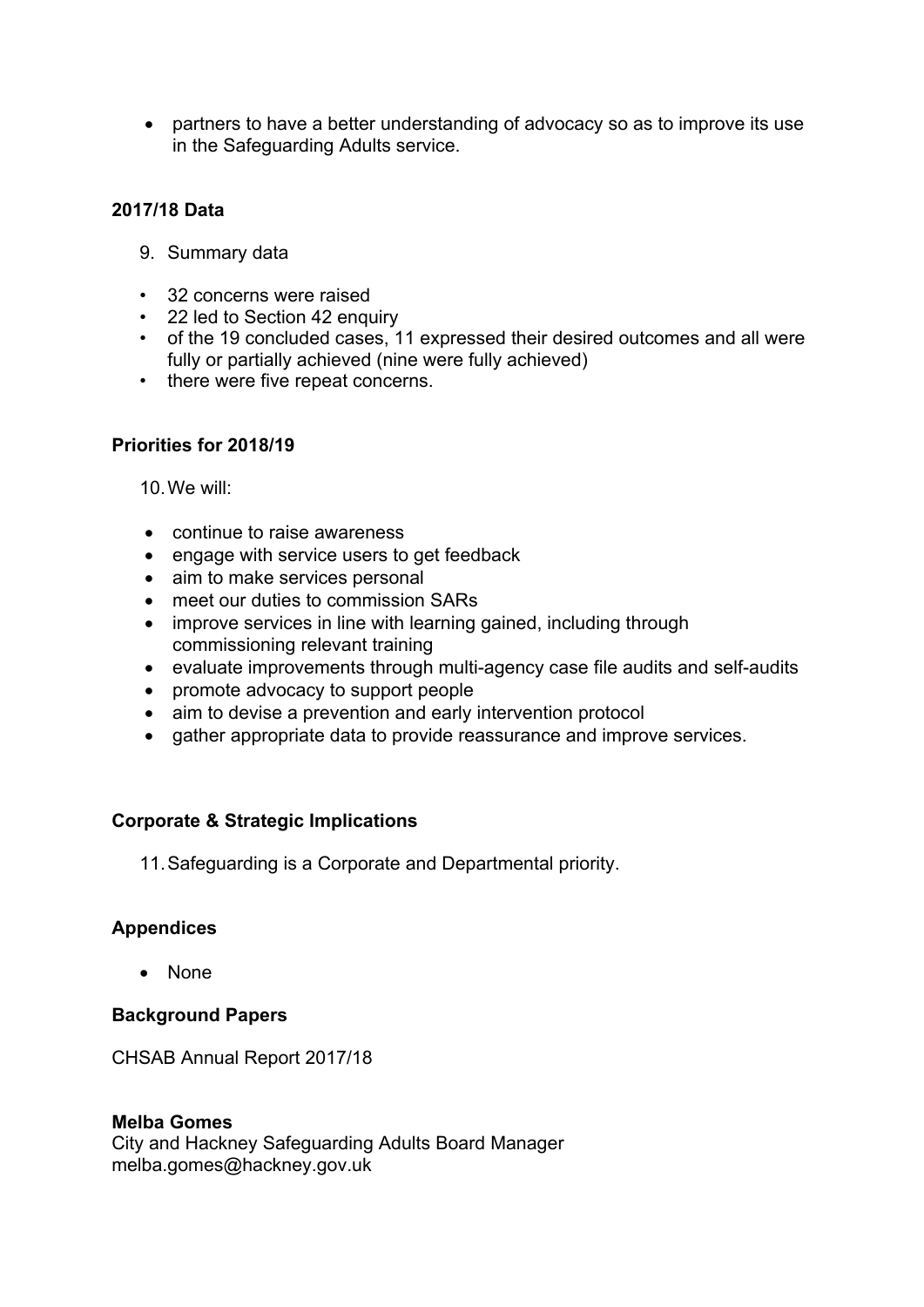- partners to have a better understanding of advocacy so as to improve its use in the Safeguarding Adults service.

## 2017/18 Data

9. Summary data

- 32 concerns were raised
- 22 led to Section 42 enquiry
- of the 19 concluded cases, 11 expressed their desired outcomes and all were fully or partially achieved (nine were fully achieved)
- there were five repeat concerns.

## Priorities for 2018/19

10. We will:

- continue to raise awareness
- engage with service users to get feedback
- aim to make services personal
- meet our duties to commission SARs
- improve services in line with learning gained, including through commissioning relevant training
- evaluate improvements through multi-agency case file audits and self-audits
- promote advocacy to support people
- aim to devise a prevention and early intervention protocol
- gather appropriate data to provide reassurance and improve services.

## Corporate & Strategic Implications

11. Safeguarding is a Corporate and Departmental priority.

## Appendices

- None

## Background Papers

CHSAB Annual Report 2017/18

**Melba Gomes**
City and Hackney Safeguarding Adults Board Manager
melba.gomes@hackney.gov.uk